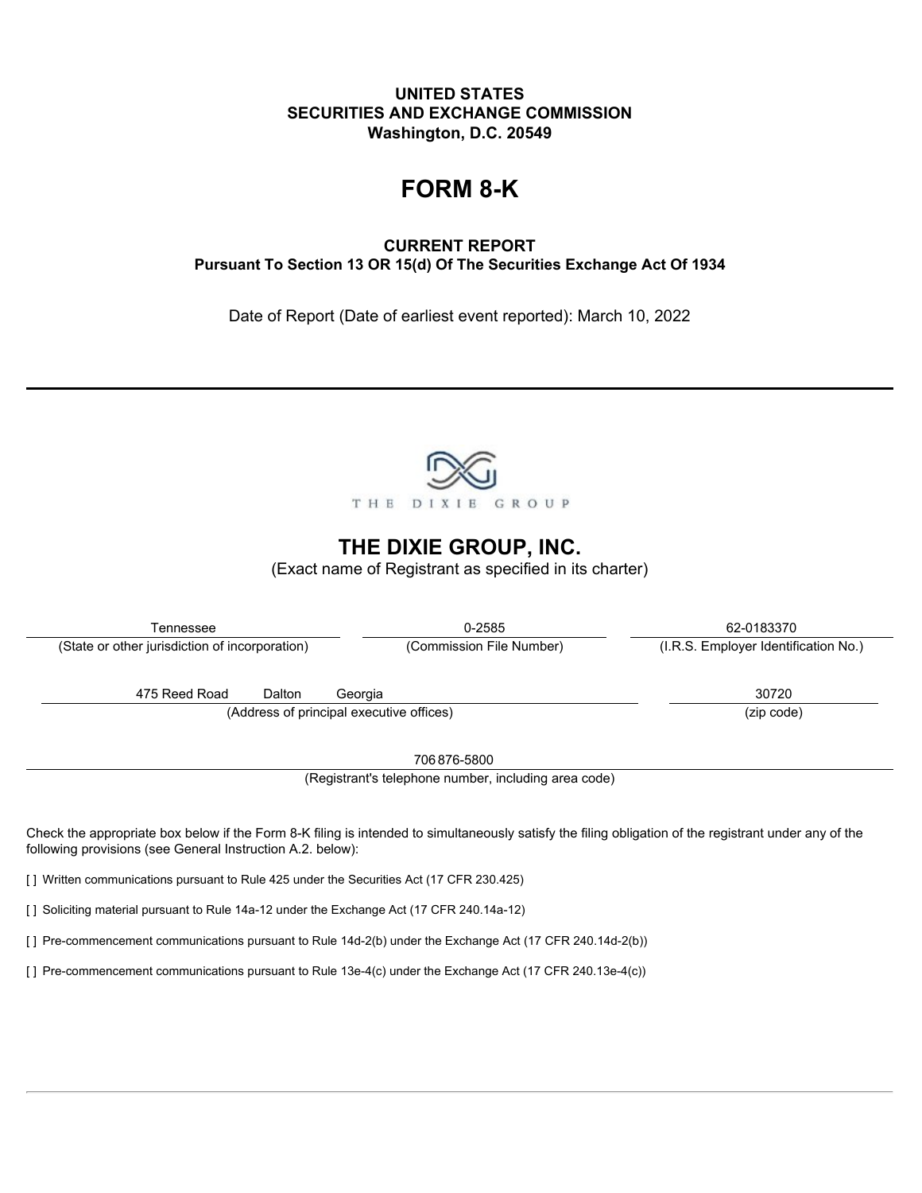**UNITED STATES**
**SECURITIES AND EXCHANGE COMMISSION**
**Washington, D.C. 20549**

# FORM 8-K

**CURRENT REPORT**
**Pursuant To Section 13 OR 15(d) Of The Securities Exchange Act Of 1934**

Date of Report (Date of earliest event reported): March 10, 2022

THE DIXIE GROUP

## THE DIXIE GROUP, INC.

(Exact name of Registrant as specified in its charter)

| Tennessee | 0-2585 | 62-0183370 |
|---|---|---|
| (State or other jurisdiction of incorporation) | (Commission File Number) | (I.R.S. Employer Identification No.) |

| 475 Reed Road Dalton Georgia | 30720 |
|---|---|
| (Address of principal executive offices) | (zip code) |

706 876-5800
(Registrant's telephone number, including area code)

Check the appropriate box below if the Form 8-K filing is intended to simultaneously satisfy the filing obligation of the registrant under any of the following provisions (see General Instruction A.2. below):

[ ] Written communications pursuant to Rule 425 under the Securities Act (17 CFR 230.425)

[ ] Soliciting material pursuant to Rule 14a-12 under the Exchange Act (17 CFR 240.14a-12)

[ ] Pre-commencement communications pursuant to Rule 14d-2(b) under the Exchange Act (17 CFR 240.14d-2(b))

[ ] Pre-commencement communications pursuant to Rule 13e-4(c) under the Exchange Act (17 CFR 240.13e-4(c))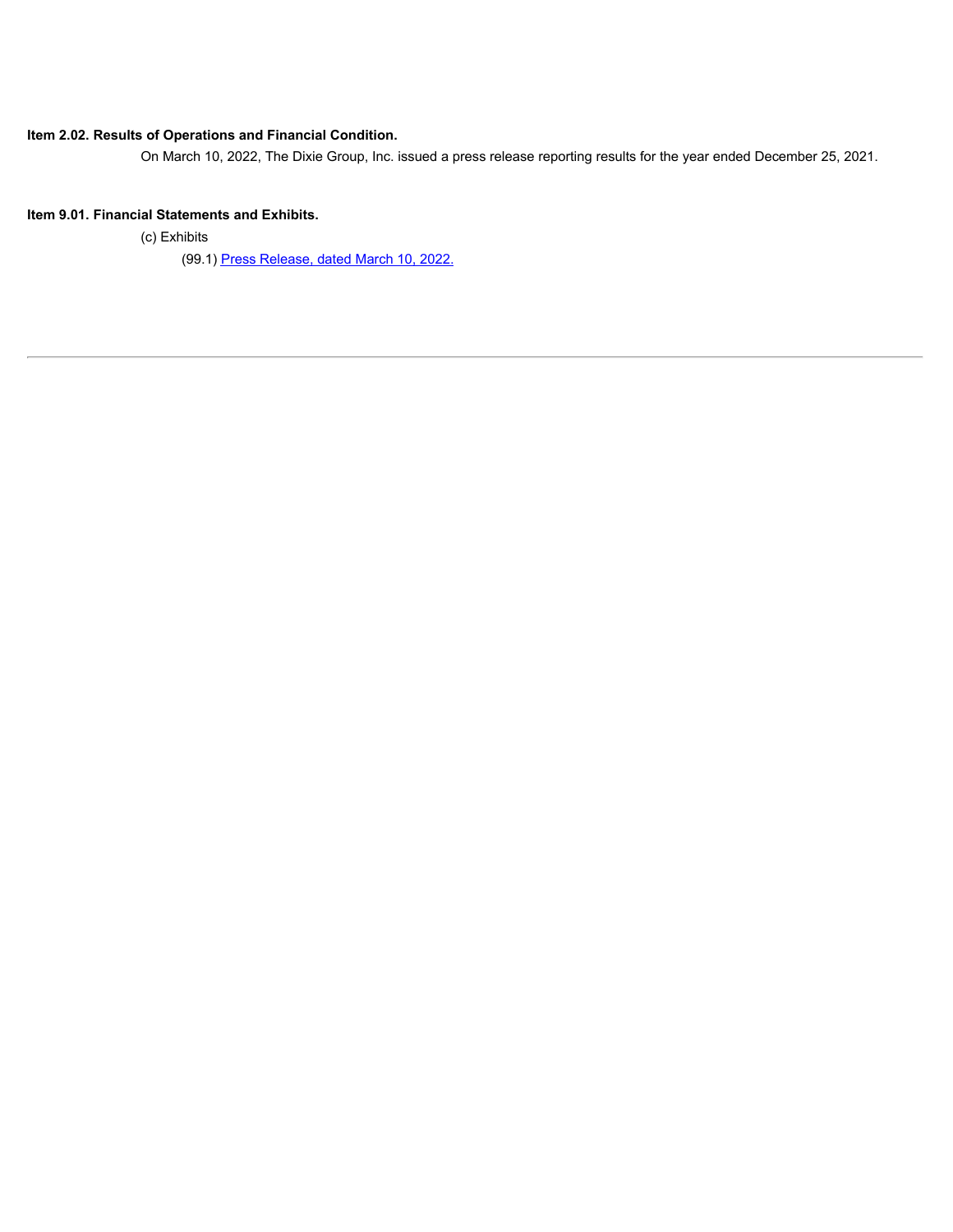**Item 2.02. Results of Operations and Financial Condition.**

On March 10, 2022, The Dixie Group, Inc. issued a press release reporting results for the year ended December 25, 2021.

**Item 9.01. Financial Statements and Exhibits.**

(c) Exhibits

(99.1) Press Release, dated March 10, 2022.

---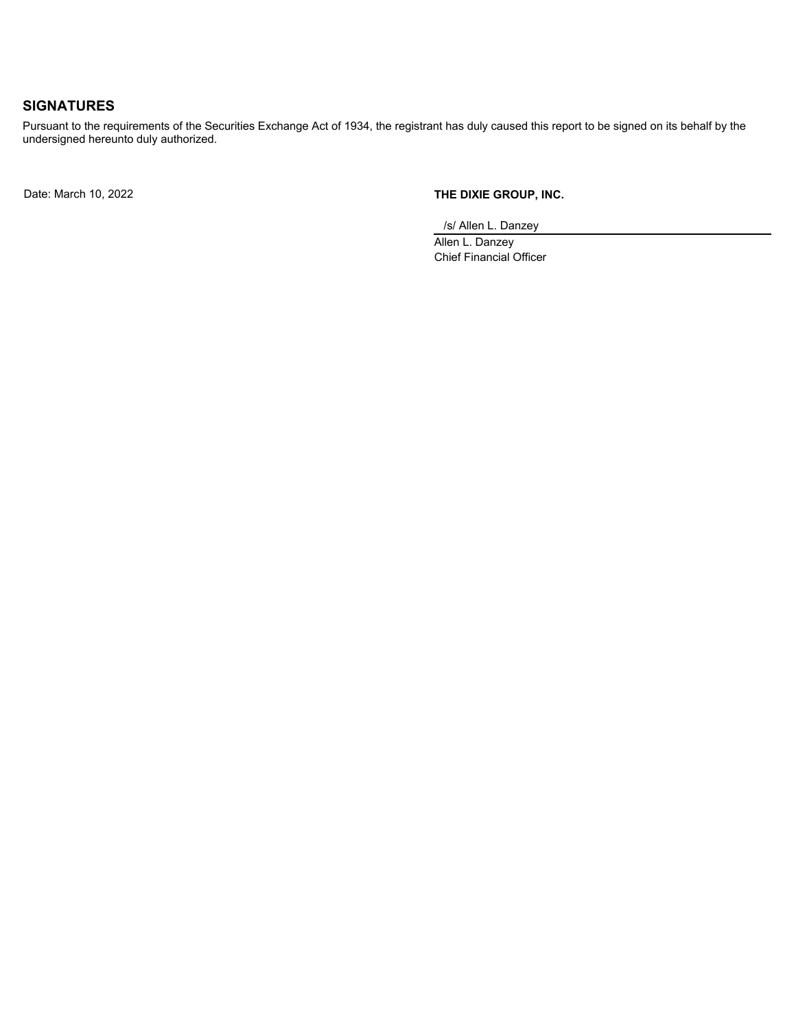## SIGNATURES

Pursuant to the requirements of the Securities Exchange Act of 1934, the registrant has duly caused this report to be signed on its behalf by the undersigned hereunto duly authorized.

Date: March 10, 2022

**THE DIXIE GROUP, INC.**

/s/ Allen L. Danzey

Allen L. Danzey
Chief Financial Officer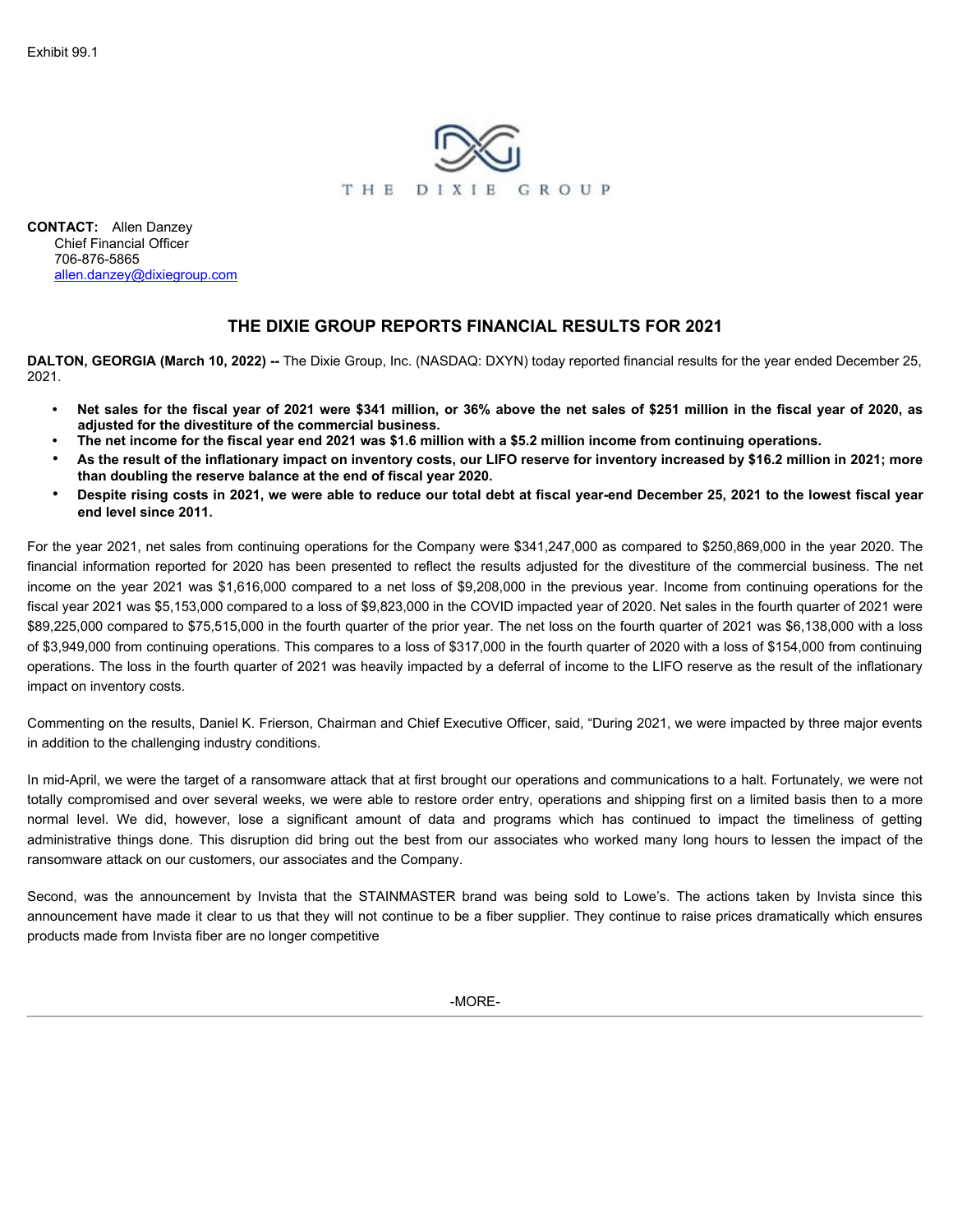Exhibit 99.1

THE DIXIE GROUP

**CONTACT:** Allen Danzey
Chief Financial Officer
706-876-5865
allen.danzey@dixiegroup.com

## THE DIXIE GROUP REPORTS FINANCIAL RESULTS FOR 2021

**DALTON, GEORGIA (March 10, 2022) --** The Dixie Group, Inc. (NASDAQ: DXYN) today reported financial results for the year ended December 25, 2021.

- **Net sales for the fiscal year of 2021 were $341 million, or 36% above the net sales of $251 million in the fiscal year of 2020, as adjusted for the divestiture of the commercial business.**
- **The net income for the fiscal year end 2021 was $1.6 million with a $5.2 million income from continuing operations.**
- **As the result of the inflationary impact on inventory costs, our LIFO reserve for inventory increased by $16.2 million in 2021; more than doubling the reserve balance at the end of fiscal year 2020.**
- **Despite rising costs in 2021, we were able to reduce our total debt at fiscal year-end December 25, 2021 to the lowest fiscal year end level since 2011.**

For the year 2021, net sales from continuing operations for the Company were $341,247,000 as compared to $250,869,000 in the year 2020. The financial information reported for 2020 has been presented to reflect the results adjusted for the divestiture of the commercial business. The net income on the year 2021 was $1,616,000 compared to a net loss of $9,208,000 in the previous year. Income from continuing operations for the fiscal year 2021 was $5,153,000 compared to a loss of $9,823,000 in the COVID impacted year of 2020. Net sales in the fourth quarter of 2021 were $89,225,000 compared to $75,515,000 in the fourth quarter of the prior year. The net loss on the fourth quarter of 2021 was $6,138,000 with a loss of $3,949,000 from continuing operations. This compares to a loss of $317,000 in the fourth quarter of 2020 with a loss of $154,000 from continuing operations. The loss in the fourth quarter of 2021 was heavily impacted by a deferral of income to the LIFO reserve as the result of the inflationary impact on inventory costs.

Commenting on the results, Daniel K. Frierson, Chairman and Chief Executive Officer, said, "During 2021, we were impacted by three major events in addition to the challenging industry conditions.

In mid-April, we were the target of a ransomware attack that at first brought our operations and communications to a halt. Fortunately, we were not totally compromised and over several weeks, we were able to restore order entry, operations and shipping first on a limited basis then to a more normal level. We did, however, lose a significant amount of data and programs which has continued to impact the timeliness of getting administrative things done. This disruption did bring out the best from our associates who worked many long hours to lessen the impact of the ransomware attack on our customers, our associates and the Company.

Second, was the announcement by Invista that the STAINMASTER brand was being sold to Lowe's. The actions taken by Invista since this announcement have made it clear to us that they will not continue to be a fiber supplier. They continue to raise prices dramatically which ensures products made from Invista fiber are no longer competitive

-MORE-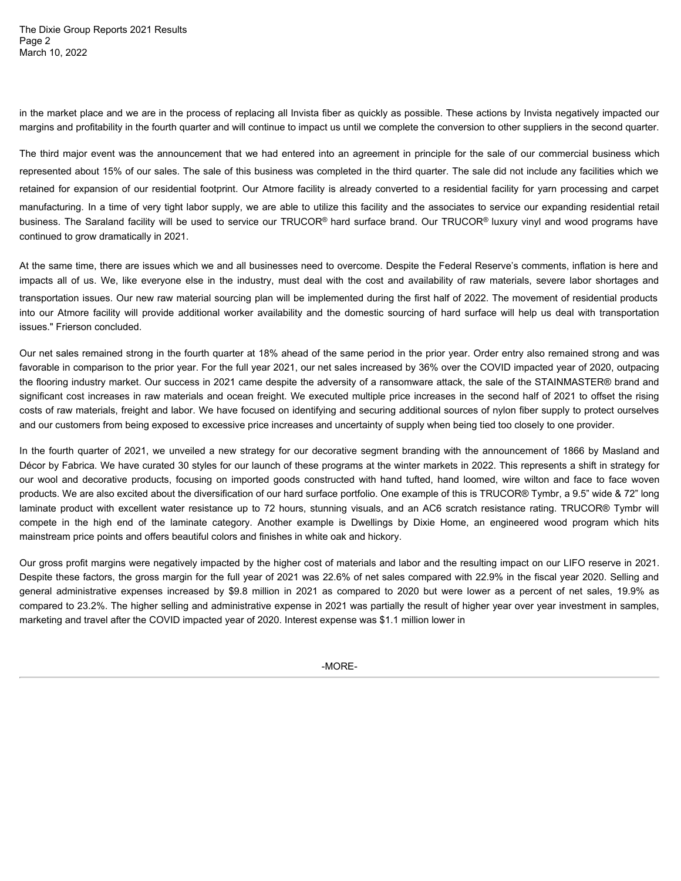in the market place and we are in the process of replacing all Invista fiber as quickly as possible. These actions by Invista negatively impacted our margins and profitability in the fourth quarter and will continue to impact us until we complete the conversion to other suppliers in the second quarter.

The third major event was the announcement that we had entered into an agreement in principle for the sale of our commercial business which represented about 15% of our sales. The sale of this business was completed in the third quarter. The sale did not include any facilities which we retained for expansion of our residential footprint. Our Atmore facility is already converted to a residential facility for yarn processing and carpet manufacturing. In a time of very tight labor supply, we are able to utilize this facility and the associates to service our expanding residential retail business. The Saraland facility will be used to service our TRUCOR® hard surface brand. Our TRUCOR® luxury vinyl and wood programs have continued to grow dramatically in 2021.

At the same time, there are issues which we and all businesses need to overcome. Despite the Federal Reserve's comments, inflation is here and impacts all of us. We, like everyone else in the industry, must deal with the cost and availability of raw materials, severe labor shortages and transportation issues. Our new raw material sourcing plan will be implemented during the first half of 2022. The movement of residential products into our Atmore facility will provide additional worker availability and the domestic sourcing of hard surface will help us deal with transportation issues." Frierson concluded.

Our net sales remained strong in the fourth quarter at 18% ahead of the same period in the prior year. Order entry also remained strong and was favorable in comparison to the prior year. For the full year 2021, our net sales increased by 36% over the COVID impacted year of 2020, outpacing the flooring industry market. Our success in 2021 came despite the adversity of a ransomware attack, the sale of the STAINMASTER® brand and significant cost increases in raw materials and ocean freight. We executed multiple price increases in the second half of 2021 to offset the rising costs of raw materials, freight and labor. We have focused on identifying and securing additional sources of nylon fiber supply to protect ourselves and our customers from being exposed to excessive price increases and uncertainty of supply when being tied too closely to one provider.

In the fourth quarter of 2021, we unveiled a new strategy for our decorative segment branding with the announcement of 1866 by Masland and Décor by Fabrica. We have curated 30 styles for our launch of these programs at the winter markets in 2022. This represents a shift in strategy for our wool and decorative products, focusing on imported goods constructed with hand tufted, hand loomed, wire wilton and face to face woven products. We are also excited about the diversification of our hard surface portfolio. One example of this is TRUCOR® Tymbr, a 9.5" wide & 72" long laminate product with excellent water resistance up to 72 hours, stunning visuals, and an AC6 scratch resistance rating. TRUCOR® Tymbr will compete in the high end of the laminate category. Another example is Dwellings by Dixie Home, an engineered wood program which hits mainstream price points and offers beautiful colors and finishes in white oak and hickory.

Our gross profit margins were negatively impacted by the higher cost of materials and labor and the resulting impact on our LIFO reserve in 2021. Despite these factors, the gross margin for the full year of 2021 was 22.6% of net sales compared with 22.9% in the fiscal year 2020. Selling and general administrative expenses increased by $9.8 million in 2021 as compared to 2020 but were lower as a percent of net sales, 19.9% as compared to 23.2%. The higher selling and administrative expense in 2021 was partially the result of higher year over year investment in samples, marketing and travel after the COVID impacted year of 2020. Interest expense was $1.1 million lower in

-MORE-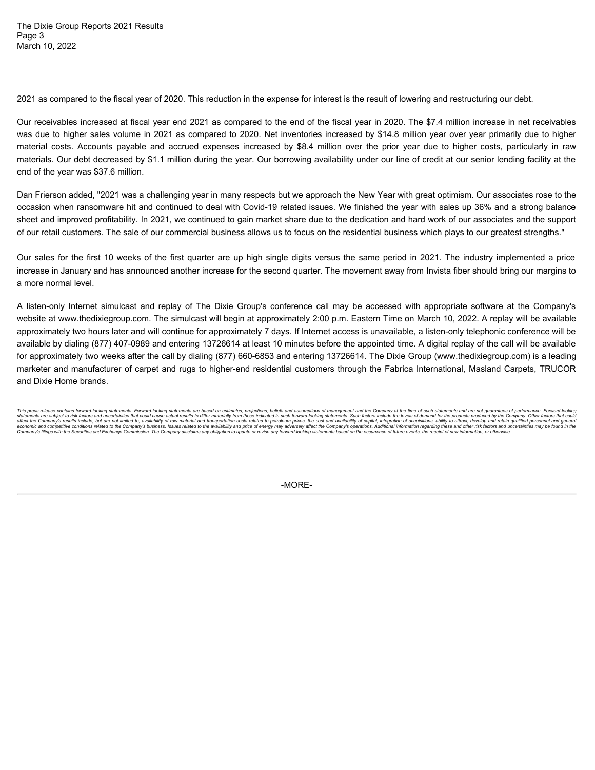2021 as compared to the fiscal year of 2020. This reduction in the expense for interest is the result of lowering and restructuring our debt.

Our receivables increased at fiscal year end 2021 as compared to the end of the fiscal year in 2020. The $7.4 million increase in net receivables was due to higher sales volume in 2021 as compared to 2020. Net inventories increased by $14.8 million year over year primarily due to higher material costs. Accounts payable and accrued expenses increased by $8.4 million over the prior year due to higher costs, particularly in raw materials. Our debt decreased by $1.1 million during the year. Our borrowing availability under our line of credit at our senior lending facility at the end of the year was $37.6 million.

Dan Frierson added, "2021 was a challenging year in many respects but we approach the New Year with great optimism. Our associates rose to the occasion when ransomware hit and continued to deal with Covid-19 related issues. We finished the year with sales up 36% and a strong balance sheet and improved profitability. In 2021, we continued to gain market share due to the dedication and hard work of our associates and the support of our retail customers. The sale of our commercial business allows us to focus on the residential business which plays to our greatest strengths."

Our sales for the first 10 weeks of the first quarter are up high single digits versus the same period in 2021. The industry implemented a price increase in January and has announced another increase for the second quarter. The movement away from Invista fiber should bring our margins to a more normal level.

A listen-only Internet simulcast and replay of The Dixie Group's conference call may be accessed with appropriate software at the Company's website at www.thedixiegroup.com. The simulcast will begin at approximately 2:00 p.m. Eastern Time on March 10, 2022. A replay will be available approximately two hours later and will continue for approximately 7 days. If Internet access is unavailable, a listen-only telephonic conference will be available by dialing (877) 407-0989 and entering 13726614 at least 10 minutes before the appointed time. A digital replay of the call will be available for approximately two weeks after the call by dialing (877) 660-6853 and entering 13726614. The Dixie Group (www.thedixiegroup.com) is a leading marketer and manufacturer of carpet and rugs to higher-end residential customers through the Fabrica International, Masland Carpets, TRUCOR and Dixie Home brands.

*This press release contains forward-looking statements. Forward-looking statements are based on estimates, projections, beliefs and assumptions of management and the Company at the time of such statements and are not guarantees of performance. Forward-looking statements are subject to risk factors and uncertainties that could cause actual results to differ materially from those indicated in such forward-looking statements. Such factors include the levels of demand for the products produced by the Company. Other factors that could affect the Company's results include, but are not limited to, availability of raw material and transportation costs related to petroleum prices, the cost and availability of capital, integration of acquisitions, ability to attract, develop and retain qualified personnel and general economic and competitive conditions related to the Company's business. Issues related to the availability and price of energy may adversely affect the Company's operations. Additional information regarding these and other risk factors and uncertainties may be found in the Company's filings with the Securities and Exchange Commission. The Company disclaims any obligation to update or revise any forward-looking statements based on the occurrence of future events, the receipt of new information, or otherwise.*

-MORE-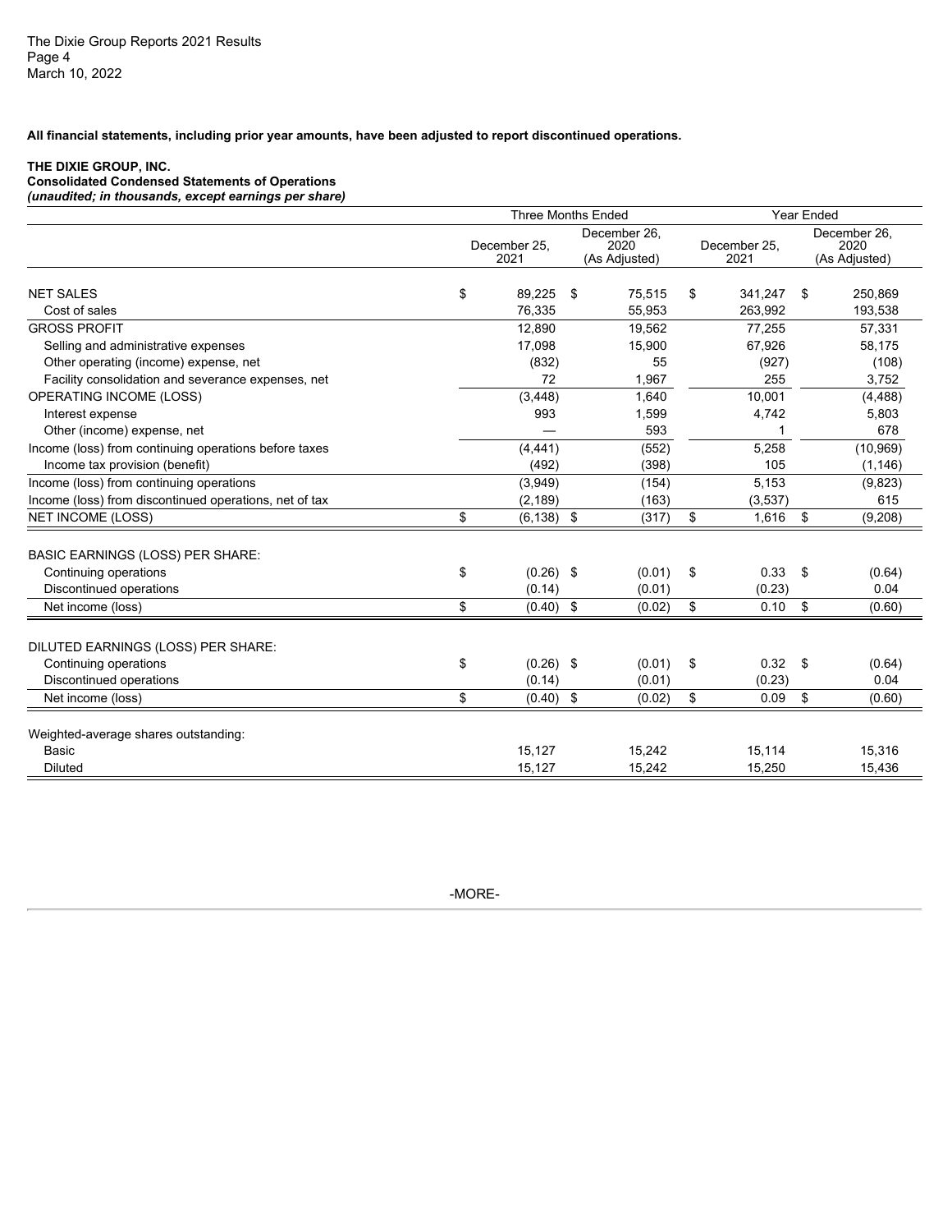**All financial statements, including prior year amounts, have been adjusted to report discontinued operations.**

**THE DIXIE GROUP, INC.**
**Consolidated Condensed Statements of Operations**
***(unaudited; in thousands, except earnings per share)***

| | Three Months Ended | | Year Ended | |
|---|---|---|---|---|
| | December 25, 2021 | December 26, 2020 (As Adjusted) | December 25, 2021 | December 26, 2020 (As Adjusted) |
| NET SALES | $ 89,225 | $ 75,515 | $ 341,247 | $ 250,869 |
| Cost of sales | 76,335 | 55,953 | 263,992 | 193,538 |
| GROSS PROFIT | 12,890 | 19,562 | 77,255 | 57,331 |
| Selling and administrative expenses | 17,098 | 15,900 | 67,926 | 58,175 |
| Other operating (income) expense, net | (832) | 55 | (927) | (108) |
| Facility consolidation and severance expenses, net | 72 | 1,967 | 255 | 3,752 |
| OPERATING INCOME (LOSS) | (3,448) | 1,640 | 10,001 | (4,488) |
| Interest expense | 993 | 1,599 | 4,742 | 5,803 |
| Other (income) expense, net | — | 593 | 1 | 678 |
| Income (loss) from continuing operations before taxes | (4,441) | (552) | 5,258 | (10,969) |
| Income tax provision (benefit) | (492) | (398) | 105 | (1,146) |
| Income (loss) from continuing operations | (3,949) | (154) | 5,153 | (9,823) |
| Income (loss) from discontinued operations, net of tax | (2,189) | (163) | (3,537) | 615 |
| NET INCOME (LOSS) | $ (6,138) | $ (317) | $ 1,616 | $ (9,208) |
| | | | | |
| BASIC EARNINGS (LOSS) PER SHARE: | | | | |
| Continuing operations | $ (0.26) | $ (0.01) | $ 0.33 | $ (0.64) |
| Discontinued operations | (0.14) | (0.01) | (0.23) | 0.04 |
| Net income (loss) | $ (0.40) | $ (0.02) | $ 0.10 | $ (0.60) |
| | | | | |
| DILUTED EARNINGS (LOSS) PER SHARE: | | | | |
| Continuing operations | $ (0.26) | $ (0.01) | $ 0.32 | $ (0.64) |
| Discontinued operations | (0.14) | (0.01) | (0.23) | 0.04 |
| Net income (loss) | $ (0.40) | $ (0.02) | $ 0.09 | $ (0.60) |
| | | | | |
| Weighted-average shares outstanding: | | | | |
| Basic | 15,127 | 15,242 | 15,114 | 15,316 |
| Diluted | 15,127 | 15,242 | 15,250 | 15,436 |

-MORE-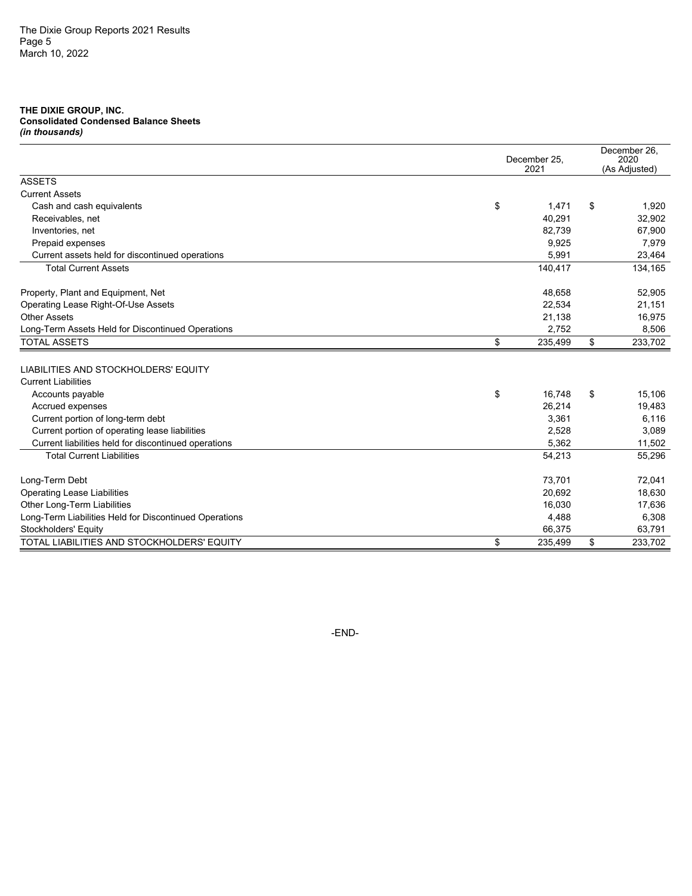**THE DIXIE GROUP, INC.**
**Consolidated Condensed Balance Sheets**
***(in thousands)***

| | December 25, 2021 | December 26, 2020 (As Adjusted) |
|---|---|---|
| ASSETS | | |
| Current Assets | | |
| Cash and cash equivalents | $ 1,471 | $ 1,920 |
| Receivables, net | 40,291 | 32,902 |
| Inventories, net | 82,739 | 67,900 |
| Prepaid expenses | 9,925 | 7,979 |
| Current assets held for discontinued operations | 5,991 | 23,464 |
| Total Current Assets | 140,417 | 134,165 |
| | | |
| Property, Plant and Equipment, Net | 48,658 | 52,905 |
| Operating Lease Right-Of-Use Assets | 22,534 | 21,151 |
| Other Assets | 21,138 | 16,975 |
| Long-Term Assets Held for Discontinued Operations | 2,752 | 8,506 |
| TOTAL ASSETS | $ 235,499 | $ 233,702 |
| | | |
| LIABILITIES AND STOCKHOLDERS' EQUITY | | |
| Current Liabilities | | |
| Accounts payable | $ 16,748 | $ 15,106 |
| Accrued expenses | 26,214 | 19,483 |
| Current portion of long-term debt | 3,361 | 6,116 |
| Current portion of operating lease liabilities | 2,528 | 3,089 |
| Current liabilities held for discontinued operations | 5,362 | 11,502 |
| Total Current Liabilities | 54,213 | 55,296 |
| | | |
| Long-Term Debt | 73,701 | 72,041 |
| Operating Lease Liabilities | 20,692 | 18,630 |
| Other Long-Term Liabilities | 16,030 | 17,636 |
| Long-Term Liabilities Held for Discontinued Operations | 4,488 | 6,308 |
| Stockholders' Equity | 66,375 | 63,791 |
| TOTAL LIABILITIES AND STOCKHOLDERS' EQUITY | $ 235,499 | $ 233,702 |

-END-